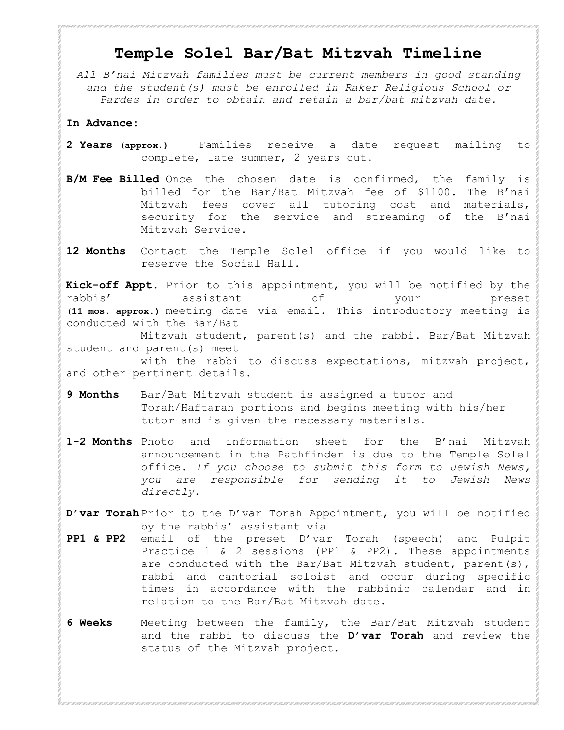# Temple Solel Bar/Bat Mitzvah Timeline

*All B'nai Mitzvah families must be current members in good standing and the student(s) must be enrolled in Raker Religious School or Pardes in order to obtain and retain a bar/bat mitzvah date.*

**In Advance:**

**2 Years (approx.)** Families receive a date request mailing to complete, late summer, 2 years out.

**B/M Fee Billed** Once the chosen date is confirmed, the family is billed for the Bar/Bat Mitzvah fee of $1100. The B'nai Mitzvah fees cover all tutoring cost and materials, security for the service and streaming of the B'nai Mitzvah Service.

**12 Months** Contact the Temple Solel office if you would like to reserve the Social Hall.

**Kick-off Appt. (11 mos. approx.)** Prior to this appointment, you will be notified by the rabbis' assistant of your preset meeting date via email. This introductory meeting is conducted with the Bar/Bat Mitzvah student, parent(s) and the rabbi. Bar/Bat Mitzvah student and parent(s) meet with the rabbi to discuss expectations, mitzvah project, and other pertinent details.

**9 Months** Bar/Bat Mitzvah student is assigned a tutor and Torah/Haftarah portions and begins meeting with his/her tutor and is given the necessary materials.

**1-2 Months** Photo and information sheet for the B'nai Mitzvah announcement in the Pathfinder is due to the Temple Solel office. *If you choose to submit this form to Jewish News, you are responsible for sending it to Jewish News directly.*

**D'var Torah PP1 & PP2** Prior to the D'var Torah Appointment, you will be notified by the rabbis' assistant via email of the preset D'var Torah (speech) and Pulpit Practice 1 & 2 sessions (PP1 & PP2). These appointments are conducted with the Bar/Bat Mitzvah student, parent(s), rabbi and cantorial soloist and occur during specific times in accordance with the rabbinic calendar and in relation to the Bar/Bat Mitzvah date.

**6 Weeks** Meeting between the family, the Bar/Bat Mitzvah student and the rabbi to discuss the **D'var Torah** and review the status of the Mitzvah project.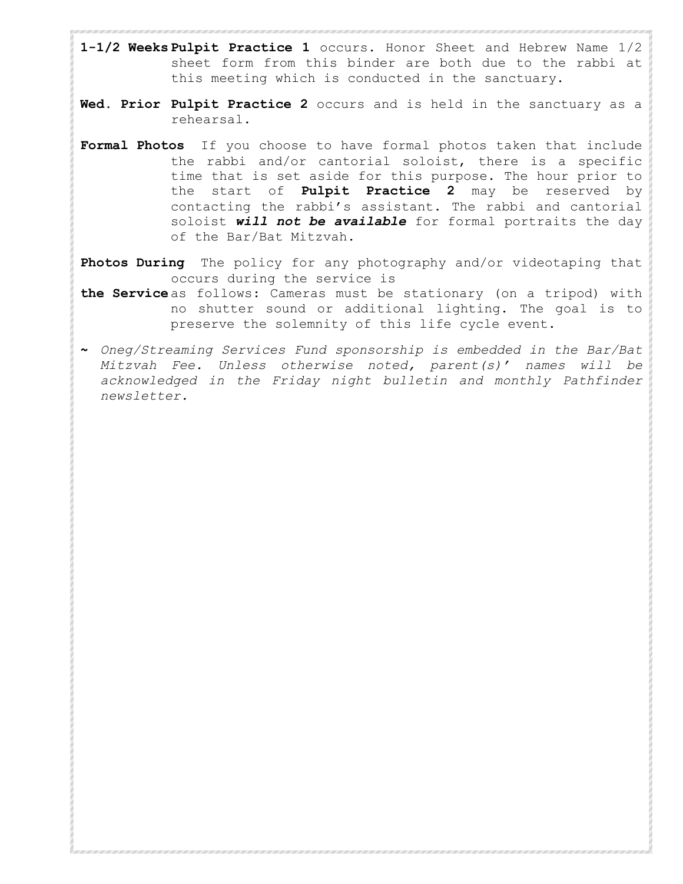**1-1/2 Weeks** **Pulpit Practice 1** occurs. Honor Sheet and Hebrew Name 1/2 sheet form from this binder are both due to the rabbi at this meeting which is conducted in the sanctuary.

**Wed. Prior** **Pulpit Practice 2** occurs and is held in the sanctuary as a rehearsal.

**Formal Photos** If you choose to have formal photos taken that include the rabbi and/or cantorial soloist, there is a specific time that is set aside for this purpose. The hour prior to the start of **Pulpit Practice 2** may be reserved by contacting the rabbi's assistant. The rabbi and cantorial soloist ***will not be available*** for formal portraits the day of the Bar/Bat Mitzvah.

**Photos During the Service** The policy for any photography and/or videotaping that occurs during the service is as follows: Cameras must be stationary (on a tripod) with no shutter sound or additional lighting. The goal is to preserve the solemnity of this life cycle event.

~ *Oneg/Streaming Services Fund sponsorship is embedded in the Bar/Bat Mitzvah Fee. Unless otherwise noted, parent(s)' names will be acknowledged in the Friday night bulletin and monthly Pathfinder newsletter.*